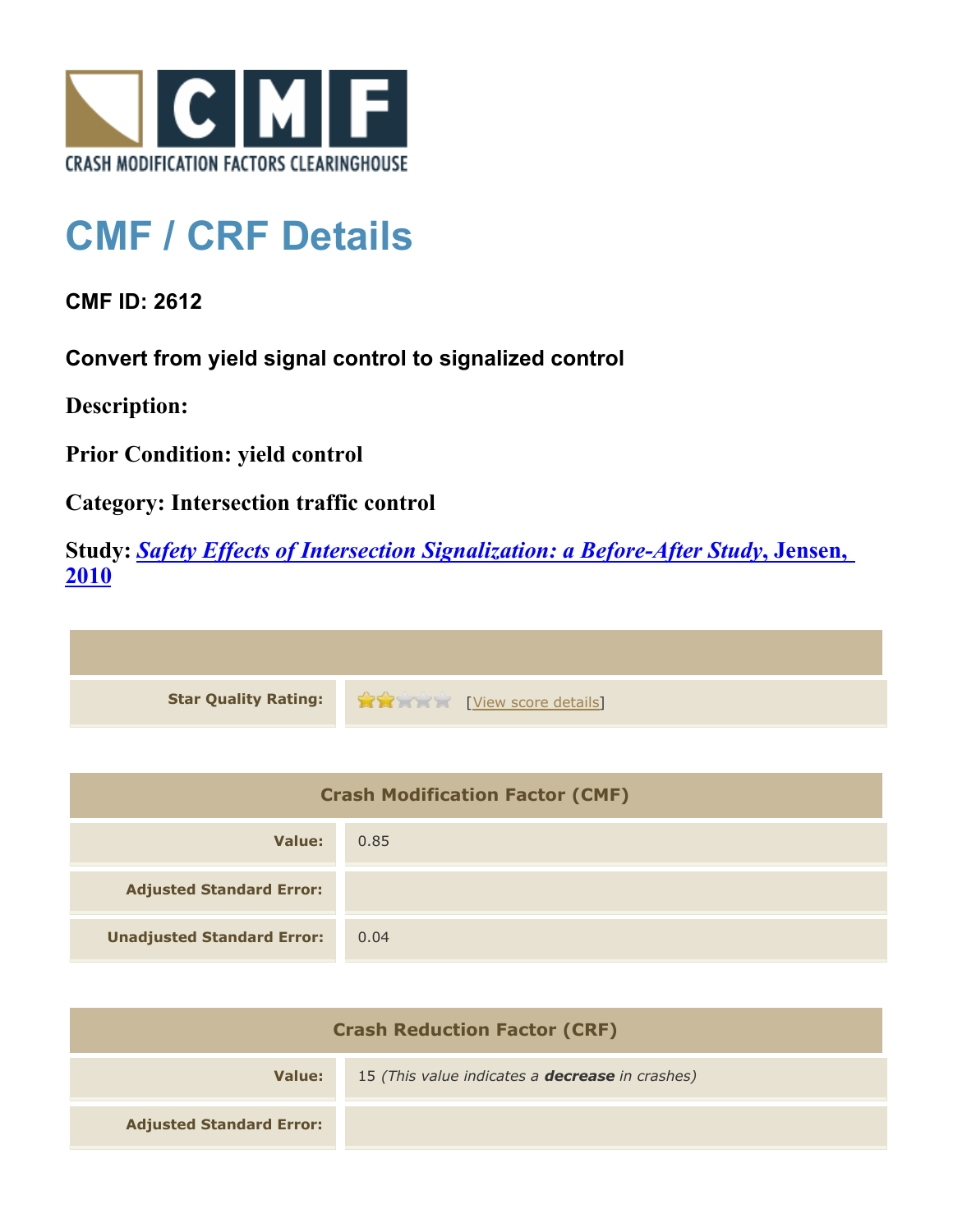# CMF / CRF Details

**CMF ID: 2612**

**Convert from yield signal control to signalized control**

**Description:**

**Prior Condition: yield control**

**Category: Intersection traffic control**

**Study:** ***Safety Effects of Intersection Signalization: a Before-After Study*, Jensen, 2010**

| | |
|---|---|
| **Star Quality Rating:** | ★★☆☆☆ [View score details] |

| Crash Modification Factor (CMF) | |
|---|---|
| **Value:** | 0.85 |
| **Adjusted Standard Error:** | |
| **Unadjusted Standard Error:** | 0.04 |

| Crash Reduction Factor (CRF) | |
|---|---|
| **Value:** | 15 *(This value indicates a* ***decrease*** *in crashes)* |
| **Adjusted Standard Error:** | |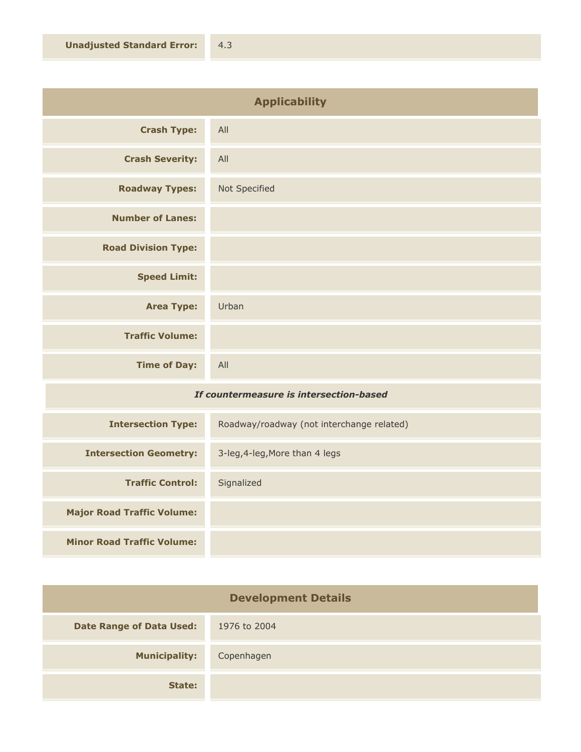| | |
|---|---|
| **Unadjusted Standard Error:** | 4.3 |

## Applicability

| | |
|---|---|
| **Crash Type:** | All |
| **Crash Severity:** | All |
| **Roadway Types:** | Not Specified |
| **Number of Lanes:** | |
| **Road Division Type:** | |
| **Speed Limit:** | |
| **Area Type:** | Urban |
| **Traffic Volume:** | |
| **Time of Day:** | All |

***If countermeasure is intersection-based***

| | |
|---|---|
| **Intersection Type:** | Roadway/roadway (not interchange related) |
| **Intersection Geometry:** | 3-leg,4-leg,More than 4 legs |
| **Traffic Control:** | Signalized |
| **Major Road Traffic Volume:** | |
| **Minor Road Traffic Volume:** | |

## Development Details

| | |
|---|---|
| **Date Range of Data Used:** | 1976 to 2004 |
| **Municipality:** | Copenhagen |
| **State:** | |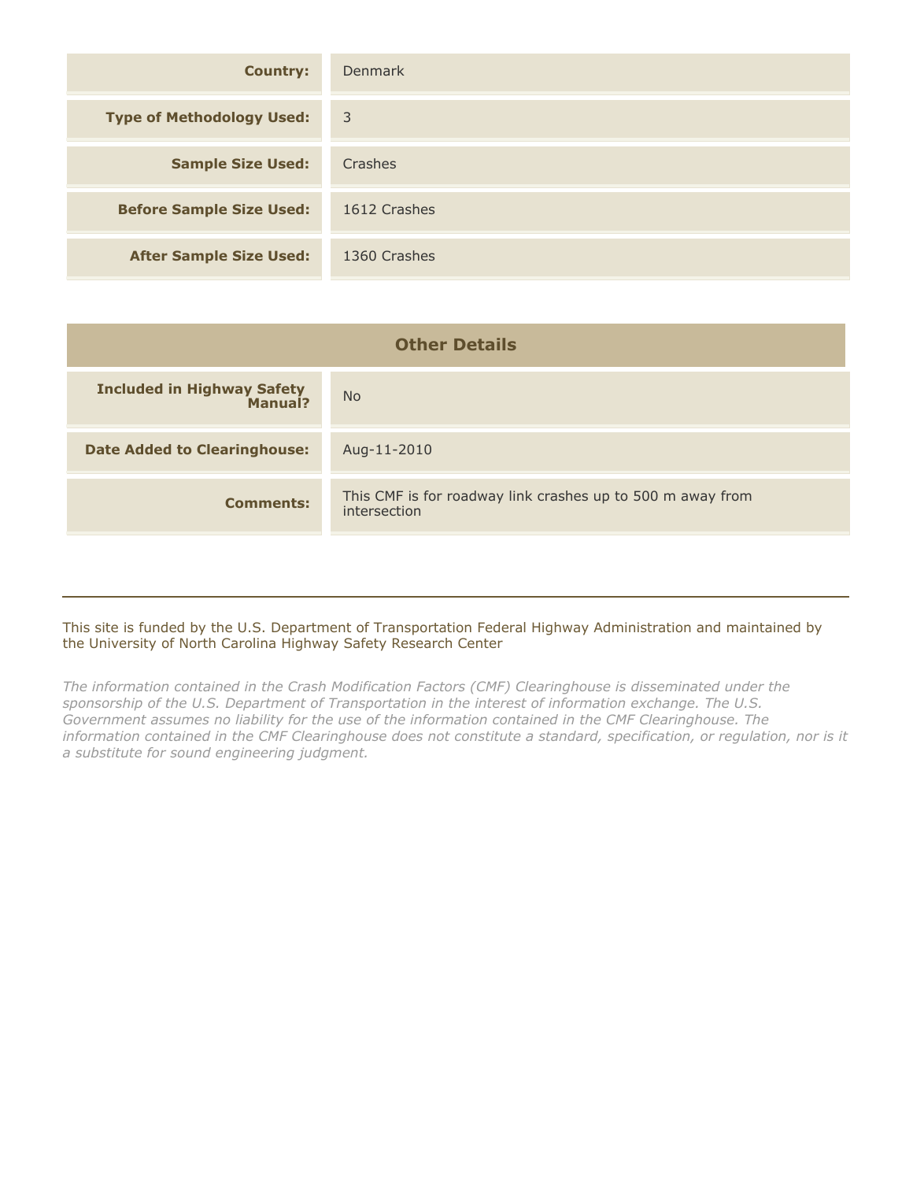| | |
|---|---|
| **Country:** | Denmark |
| **Type of Methodology Used:** | 3 |
| **Sample Size Used:** | Crashes |
| **Before Sample Size Used:** | 1612 Crashes |
| **After Sample Size Used:** | 1360 Crashes |

## Other Details

| | |
|---|---|
| **Included in Highway Safety Manual?** | No |
| **Date Added to Clearinghouse:** | Aug-11-2010 |
| **Comments:** | This CMF is for roadway link crashes up to 500 m away from intersection |

---

This site is funded by the U.S. Department of Transportation Federal Highway Administration and maintained by the University of North Carolina Highway Safety Research Center

*The information contained in the Crash Modification Factors (CMF) Clearinghouse is disseminated under the sponsorship of the U.S. Department of Transportation in the interest of information exchange. The U.S. Government assumes no liability for the use of the information contained in the CMF Clearinghouse. The information contained in the CMF Clearinghouse does not constitute a standard, specification, or regulation, nor is it a substitute for sound engineering judgment.*